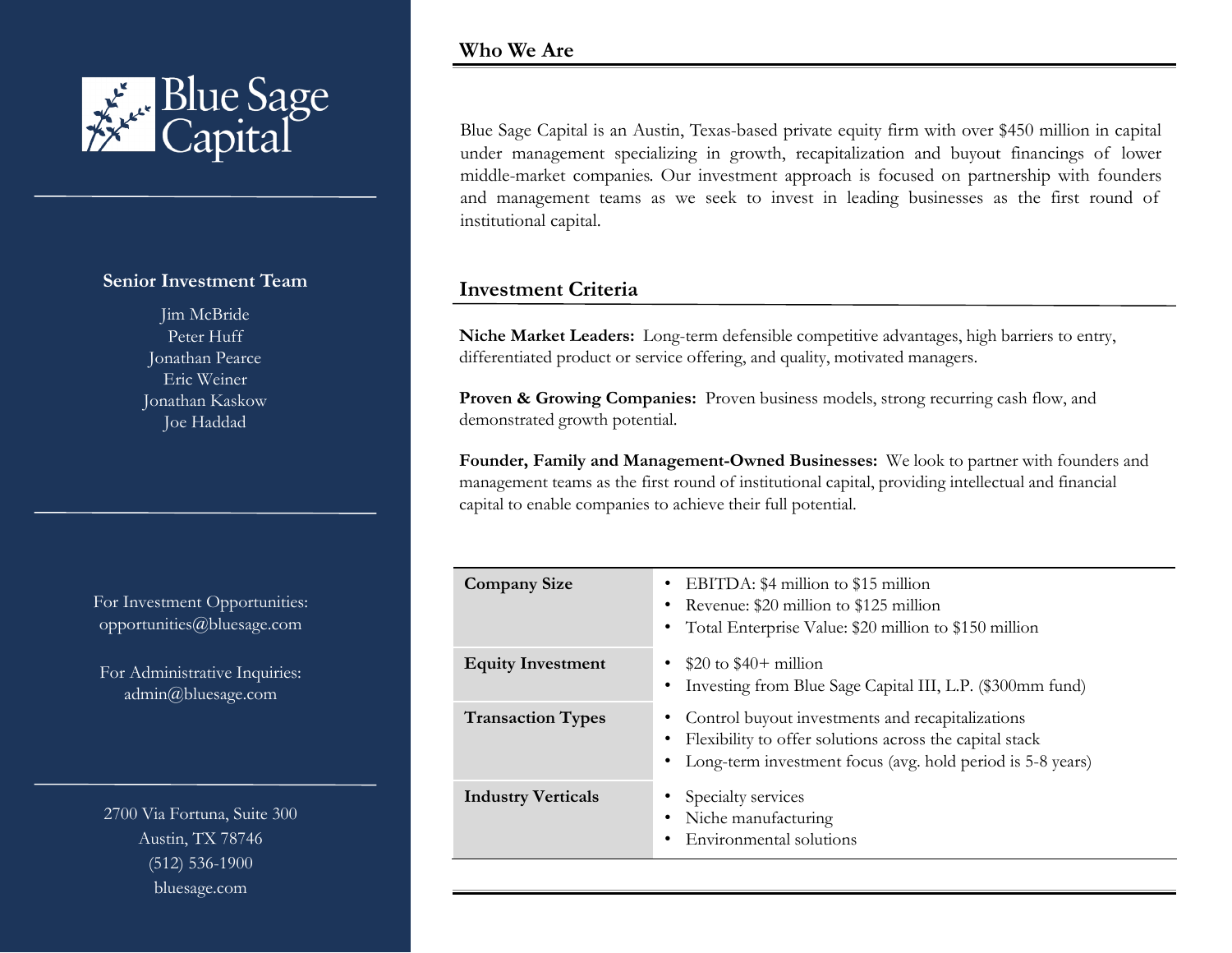# Blue Sage Capital

## Who We Are

Blue Sage Capital is an Austin, Texas-based private equity firm with over $450 million in capital under management specializing in growth, recapitalization and buyout financings of lower middle-market companies. Our investment approach is focused on partnership with founders and management teams as we seek to invest in leading businesses as the first round of institutional capital.

## Investment Criteria

**Niche Market Leaders:** Long-term defensible competitive advantages, high barriers to entry, differentiated product or service offering, and quality, motivated managers.

**Proven & Growing Companies:** Proven business models, strong recurring cash flow, and demonstrated growth potential.

**Founder, Family and Management-Owned Businesses:** We look to partner with founders and management teams as the first round of institutional capital, providing intellectual and financial capital to enable companies to achieve their full potential.

| | |
|---|---|
| **Company Size** | • EBITDA: $4 million to $15 million<br>• Revenue: $20 million to $125 million<br>• Total Enterprise Value: $20 million to $150 million |
| **Equity Investment** | • $20 to $40+ million<br>• Investing from Blue Sage Capital III, L.P. ($300mm fund) |
| **Transaction Types** | • Control buyout investments and recapitalizations<br>• Flexibility to offer solutions across the capital stack<br>• Long-term investment focus (avg. hold period is 5-8 years) |
| **Industry Verticals** | • Specialty services<br>• Niche manufacturing<br>• Environmental solutions |

### Senior Investment Team

Jim McBride
Peter Huff
Jonathan Pearce
Eric Weiner
Jonathan Kaskow
Joe Haddad

For Investment Opportunities:
opportunities@bluesage.com

For Administrative Inquiries:
admin@bluesage.com

2700 Via Fortuna, Suite 300
Austin, TX 78746
(512) 536-1900
bluesage.com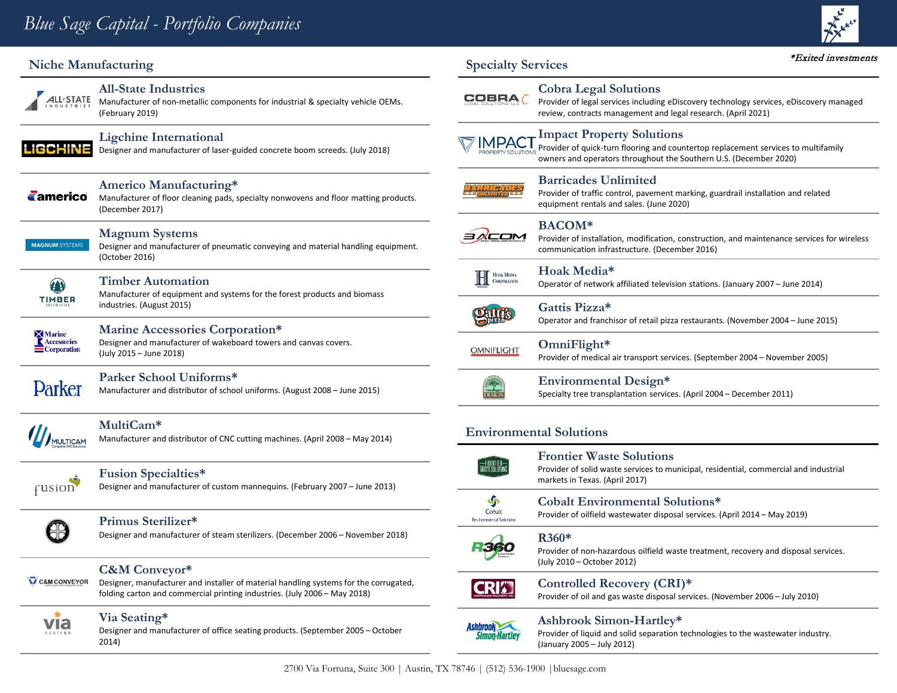# Blue Sage Capital - Portfolio Companies

*\*Exited investments*

## Niche Manufacturing

### All-State Industries
Manufacturer of non-metallic components for industrial & specialty vehicle OEMs. (February 2019)

### Ligchine International
Designer and manufacturer of laser-guided concrete boom screeds. (July 2018)

### Americo Manufacturing*
Manufacturer of floor cleaning pads, specialty nonwovens and floor matting products. (December 2017)

### Magnum Systems
Designer and manufacturer of pneumatic conveying and material handling equipment. (October 2016)

### Timber Automation
Manufacturer of equipment and systems for the forest products and biomass industries. (August 2015)

### Marine Accessories Corporation*
Designer and manufacturer of wakeboard towers and canvas covers. (July 2015 – June 2018)

### Parker School Uniforms*
Manufacturer and distributor of school uniforms. (August 2008 – June 2015)

### MultiCam*
Manufacturer and distributor of CNC cutting machines. (April 2008 – May 2014)

### Fusion Specialties*
Designer and manufacturer of custom mannequins. (February 2007 – June 2013)

### Primus Sterilizer*
Designer and manufacturer of steam sterilizers. (December 2006 – November 2018)

### C&M Conveyor*
Designer, manufacturer and installer of material handling systems for the corrugated, folding carton and commercial printing industries. (July 2006 – May 2018)

### Via Seating*
Designer and manufacturer of office seating products. (September 2005 – October 2014)

## Specialty Services

### Cobra Legal Solutions
Provider of legal services including eDiscovery technology services, eDiscovery managed review, contracts management and legal research. (April 2021)

### Impact Property Solutions
Provider of quick-turn flooring and countertop replacement services to multifamily owners and operators throughout the Southern U.S. (December 2020)

### Barricades Unlimited
Provider of traffic control, pavement marking, guardrail installation and related equipment rentals and sales. (June 2020)

### BACOM*
Provider of installation, modification, construction, and maintenance services for wireless communication infrastructure. (December 2016)

### Hoak Media*
Operator of network affiliated television stations. (January 2007 – June 2014)

### Gattis Pizza*
Operator and franchisor of retail pizza restaurants. (November 2004 – June 2015)

### OmniFlight*
Provider of medical air transport services. (September 2004 – November 2005)

### Environmental Design*
Specialty tree transplantation services. (April 2004 – December 2011)

## Environmental Solutions

### Frontier Waste Solutions
Provider of solid waste services to municipal, residential, commercial and industrial markets in Texas. (April 2017)

### Cobalt Environmental Solutions*
Provider of oilfield wastewater disposal services. (April 2014 – May 2019)

### R360*
Provider of non-hazardous oilfield waste treatment, recovery and disposal services. (July 2010 – October 2012)

### Controlled Recovery (CRI)*
Provider of oil and gas waste disposal services. (November 2006 – July 2010)

### Ashbrook Simon-Hartley*
Provider of liquid and solid separation technologies to the wastewater industry. (January 2005 – July 2012)

2700 Via Fortuna, Suite 300 | Austin, TX 78746 | (512) 536-1900 | bluesage.com